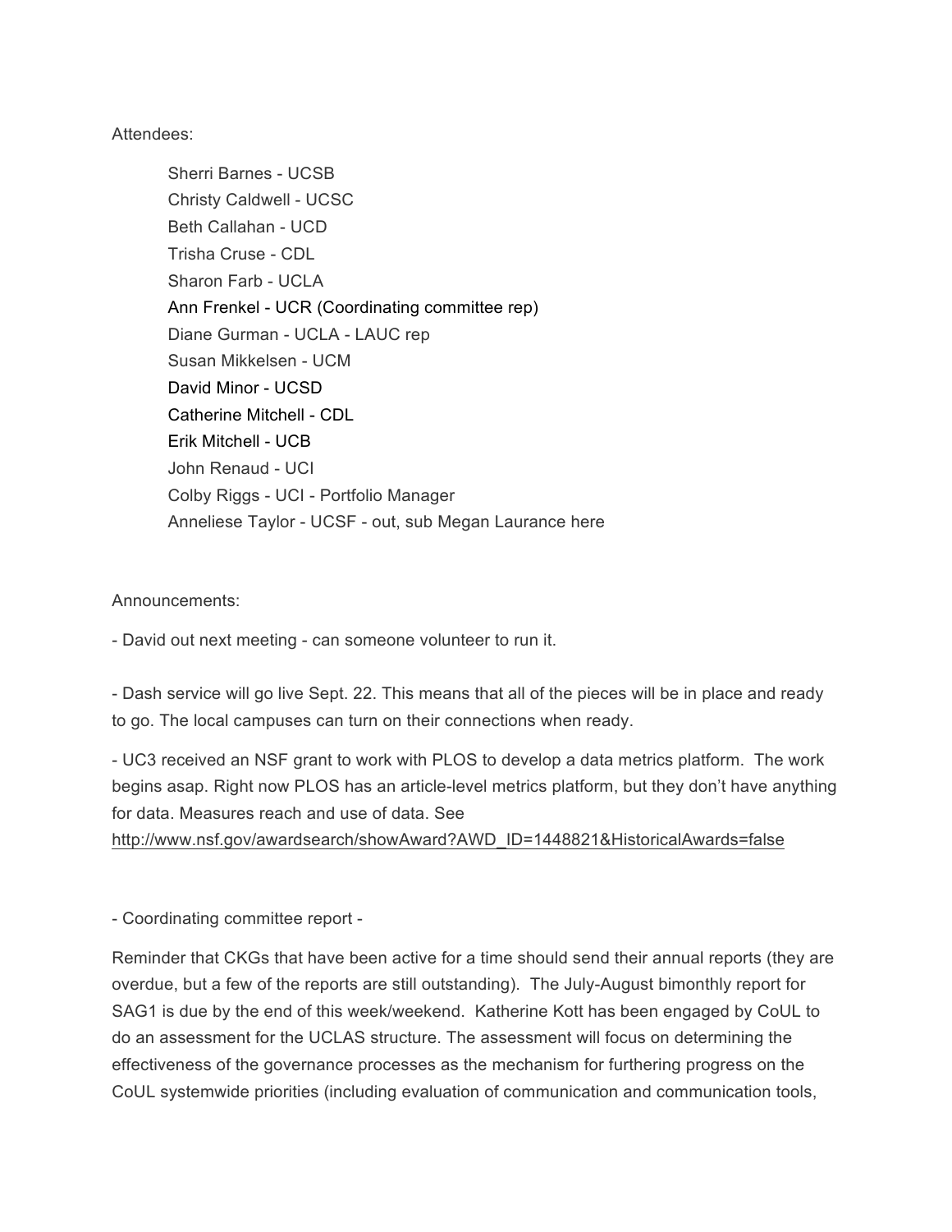Attendees:

- Sherri Barnes - UCSB
- Christy Caldwell - UCSC
- Beth Callahan - UCD
- Trisha Cruse - CDL
- Sharon Farb - UCLA
- Ann Frenkel - UCR (Coordinating committee rep)
- Diane Gurman - UCLA - LAUC rep
- Susan Mikkelsen - UCM
- David Minor - UCSD
- Catherine Mitchell - CDL
- Erik Mitchell - UCB
- John Renaud - UCI
- Colby Riggs - UCI - Portfolio Manager
- Anneliese Taylor - UCSF - out, sub Megan Laurance here

Announcements:

- David out next meeting - can someone volunteer to run it.

- Dash service will go live Sept. 22. This means that all of the pieces will be in place and ready to go. The local campuses can turn on their connections when ready.

- UC3 received an NSF grant to work with PLOS to develop a data metrics platform. The work begins asap. Right now PLOS has an article-level metrics platform, but they don't have anything for data. Measures reach and use of data. See http://www.nsf.gov/awardsearch/showAward?AWD_ID=1448821&HistoricalAwards=false

- Coordinating committee report -

Reminder that CKGs that have been active for a time should send their annual reports (they are overdue, but a few of the reports are still outstanding). The July-August bimonthly report for SAG1 is due by the end of this week/weekend. Katherine Kott has been engaged by CoUL to do an assessment for the UCLAS structure. The assessment will focus on determining the effectiveness of the governance processes as the mechanism for furthering progress on the CoUL systemwide priorities (including evaluation of communication and communication tools,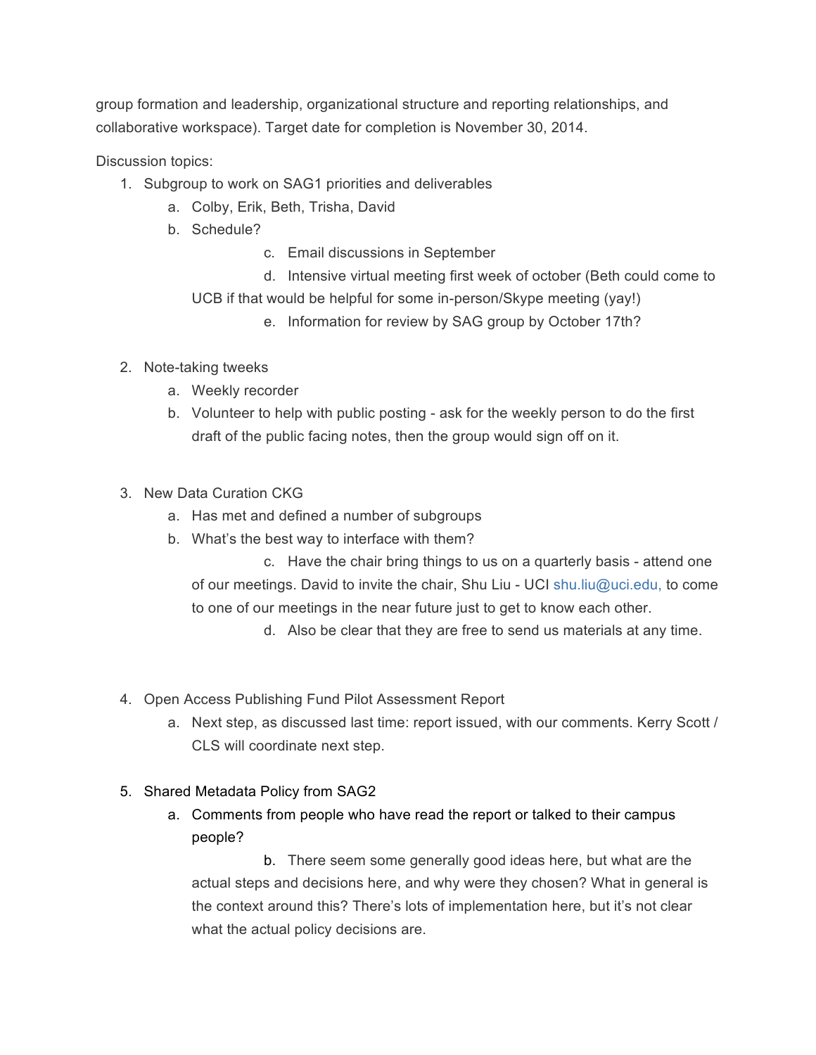group formation and leadership, organizational structure and reporting relationships, and collaborative workspace). Target date for completion is November 30, 2014.

Discussion topics:

1. Subgroup to work on SAG1 priorities and deliverables
   a. Colby, Erik, Beth, Trisha, David
   b. Schedule?
      c. Email discussions in September
      d. Intensive virtual meeting first week of october (Beth could come to UCB if that would be helpful for some in-person/Skype meeting (yay!)
      e. Information for review by SAG group by October 17th?

2. Note-taking tweeks
   a. Weekly recorder
   b. Volunteer to help with public posting - ask for the weekly person to do the first draft of the public facing notes, then the group would sign off on it.

3. New Data Curation CKG
   a. Has met and defined a number of subgroups
   b. What's the best way to interface with them?
      c. Have the chair bring things to us on a quarterly basis - attend one of our meetings. David to invite the chair, Shu Liu - UCI shu.liu@uci.edu, to come to one of our meetings in the near future just to get to know each other.
      d. Also be clear that they are free to send us materials at any time.

4. Open Access Publishing Fund Pilot Assessment Report
   a. Next step, as discussed last time: report issued, with our comments. Kerry Scott / CLS will coordinate next step.

5. Shared Metadata Policy from SAG2
   a. Comments from people who have read the report or talked to their campus people?
      b. There seem some generally good ideas here, but what are the actual steps and decisions here, and why were they chosen? What in general is the context around this? There's lots of implementation here, but it's not clear what the actual policy decisions are.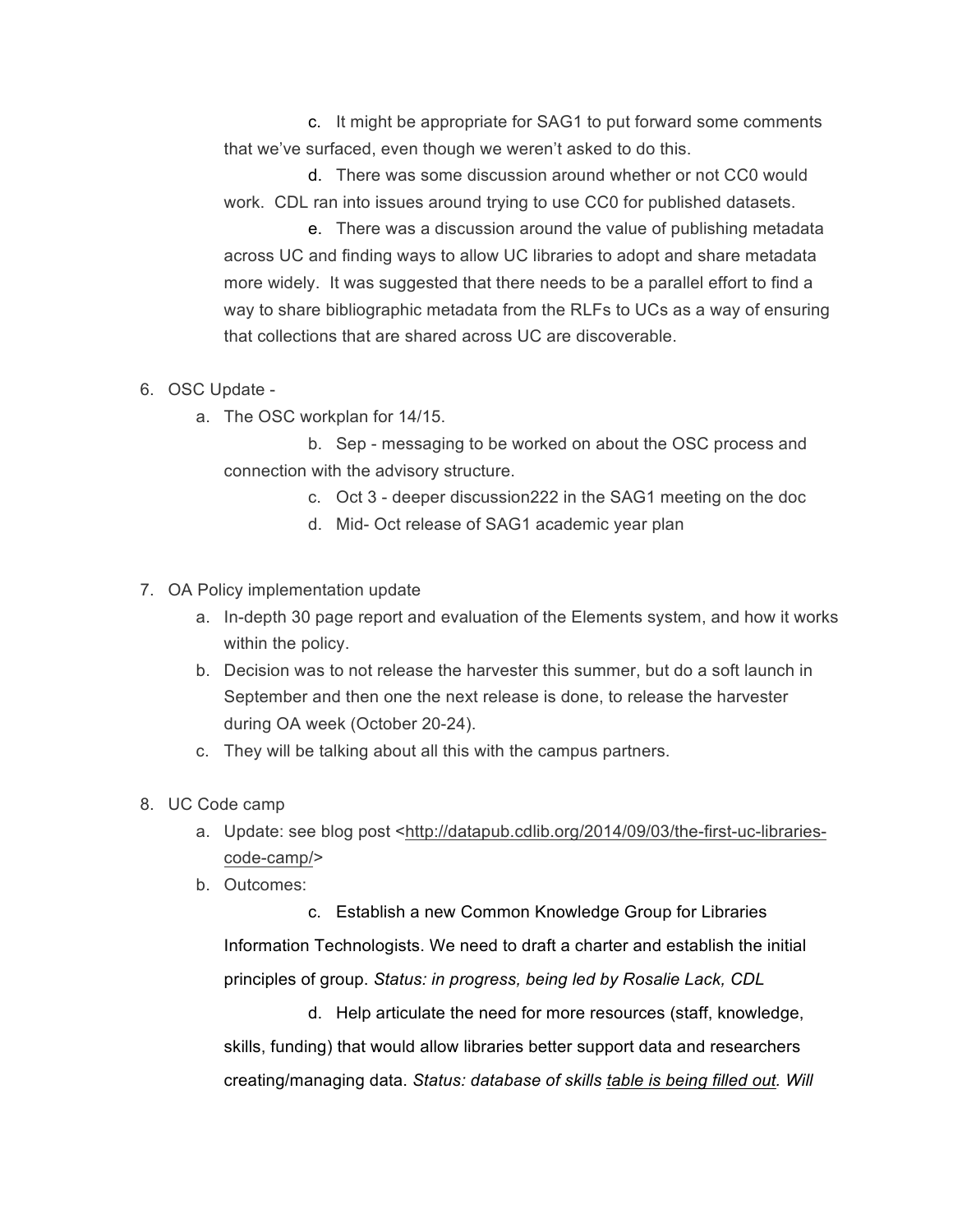c. It might be appropriate for SAG1 to put forward some comments that we've surfaced, even though we weren't asked to do this.

d. There was some discussion around whether or not CC0 would work. CDL ran into issues around trying to use CC0 for published datasets.

e. There was a discussion around the value of publishing metadata across UC and finding ways to allow UC libraries to adopt and share metadata more widely. It was suggested that there needs to be a parallel effort to find a way to share bibliographic metadata from the RLFs to UCs as a way of ensuring that collections that are shared across UC are discoverable.

6. OSC Update -
   a. The OSC workplan for 14/15.
   b. Sep - messaging to be worked on about the OSC process and connection with the advisory structure.
   c. Oct 3 - deeper discussion222 in the SAG1 meeting on the doc
   d. Mid- Oct release of SAG1 academic year plan

7. OA Policy implementation update
   a. In-depth 30 page report and evaluation of the Elements system, and how it works within the policy.
   b. Decision was to not release the harvester this summer, but do a soft launch in September and then one the next release is done, to release the harvester during OA week (October 20-24).
   c. They will be talking about all this with the campus partners.

8. UC Code camp
   a. Update: see blog post <http://datapub.cdlib.org/2014/09/03/the-first-uc-libraries-code-camp/>
   b. Outcomes:
   c. Establish a new Common Knowledge Group for Libraries Information Technologists. We need to draft a charter and establish the initial principles of group. *Status: in progress, being led by Rosalie Lack, CDL*
   d. Help articulate the need for more resources (staff, knowledge, skills, funding) that would allow libraries better support data and researchers creating/managing data. *Status: database of skills table is being filled out. Will*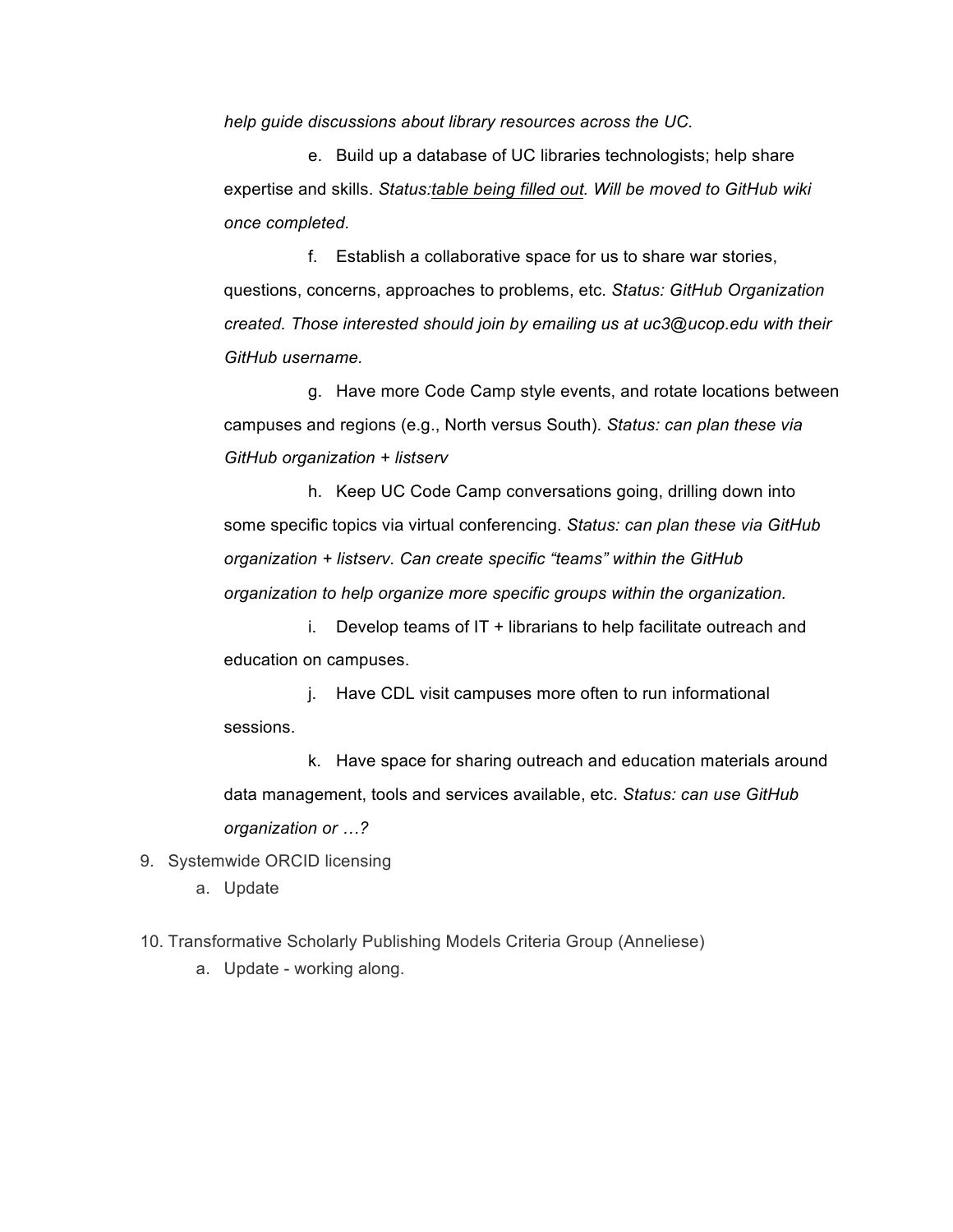*help guide discussions about library resources across the UC.*

   e. Build up a database of UC libraries technologists; help share expertise and skills. *Status:table being filled out. Will be moved to GitHub wiki once completed.*

   f. Establish a collaborative space for us to share war stories, questions, concerns, approaches to problems, etc. *Status: GitHub Organization created. Those interested should join by emailing us at uc3@ucop.edu with their GitHub username.*

   g. Have more Code Camp style events, and rotate locations between campuses and regions (e.g., North versus South). *Status: can plan these via GitHub organization + listserv*

   h. Keep UC Code Camp conversations going, drilling down into some specific topics via virtual conferencing. *Status: can plan these via GitHub organization + listserv. Can create specific "teams" within the GitHub organization to help organize more specific groups within the organization.*

   i. Develop teams of IT + librarians to help facilitate outreach and education on campuses.

   j. Have CDL visit campuses more often to run informational sessions.

   k. Have space for sharing outreach and education materials around data management, tools and services available, etc. *Status: can use GitHub organization or …?*

9. Systemwide ORCID licensing
   a. Update

10. Transformative Scholarly Publishing Models Criteria Group (Anneliese)
    a. Update - working along.